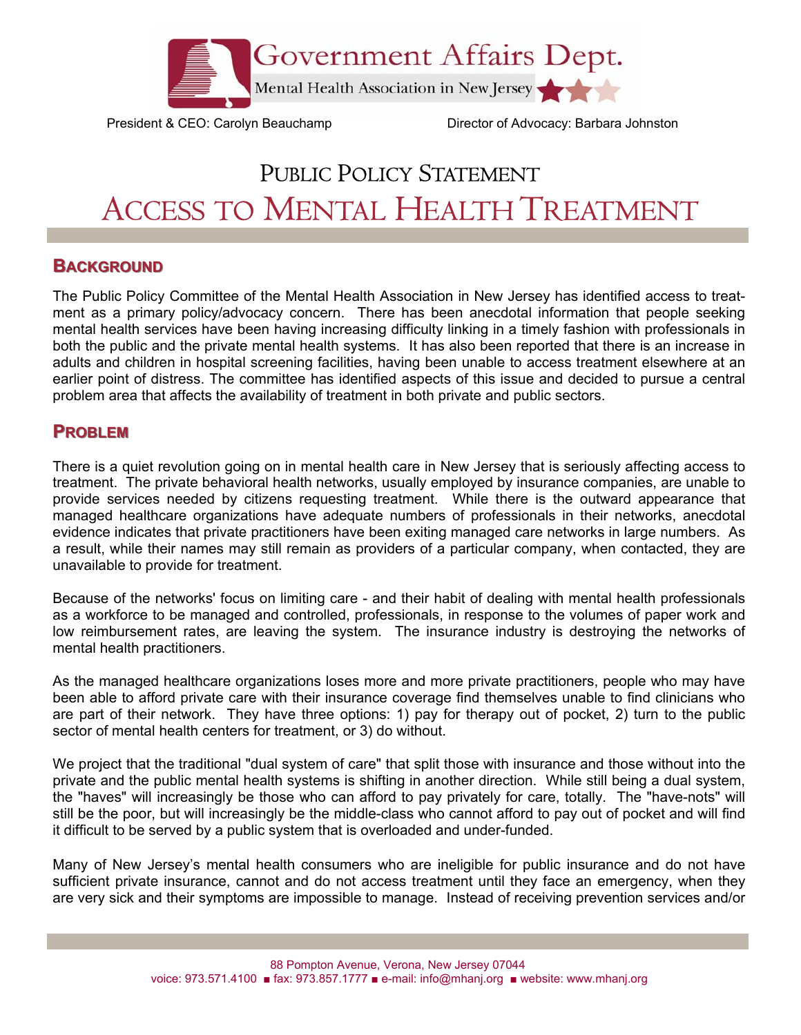Government Affairs Dept.

Mental Health Association in New Jersey

President & CEO: Carolyn Beauchamp Director of Advocacy: Barbara Johnston

# PUBLIC POLICY STATEMENT

# ACCESS TO MENTAL HEALTH TREATMENT

## BACKGROUND

The Public Policy Committee of the Mental Health Association in New Jersey has identified access to treatment as a primary policy/advocacy concern. There has been anecdotal information that people seeking mental health services have been having increasing difficulty linking in a timely fashion with professionals in both the public and the private mental health systems. It has also been reported that there is an increase in adults and children in hospital screening facilities, having been unable to access treatment elsewhere at an earlier point of distress. The committee has identified aspects of this issue and decided to pursue a central problem area that affects the availability of treatment in both private and public sectors.

## PROBLEM

There is a quiet revolution going on in mental health care in New Jersey that is seriously affecting access to treatment. The private behavioral health networks, usually employed by insurance companies, are unable to provide services needed by citizens requesting treatment. While there is the outward appearance that managed healthcare organizations have adequate numbers of professionals in their networks, anecdotal evidence indicates that private practitioners have been exiting managed care networks in large numbers. As a result, while their names may still remain as providers of a particular company, when contacted, they are unavailable to provide for treatment.

Because of the networks' focus on limiting care - and their habit of dealing with mental health professionals as a workforce to be managed and controlled, professionals, in response to the volumes of paper work and low reimbursement rates, are leaving the system. The insurance industry is destroying the networks of mental health practitioners.

As the managed healthcare organizations loses more and more private practitioners, people who may have been able to afford private care with their insurance coverage find themselves unable to find clinicians who are part of their network. They have three options: 1) pay for therapy out of pocket, 2) turn to the public sector of mental health centers for treatment, or 3) do without.

We project that the traditional "dual system of care" that split those with insurance and those without into the private and the public mental health systems is shifting in another direction. While still being a dual system, the "haves" will increasingly be those who can afford to pay privately for care, totally. The "have-nots" will still be the poor, but will increasingly be the middle-class who cannot afford to pay out of pocket and will find it difficult to be served by a public system that is overloaded and under-funded.

Many of New Jersey's mental health consumers who are ineligible for public insurance and do not have sufficient private insurance, cannot and do not access treatment until they face an emergency, when they are very sick and their symptoms are impossible to manage. Instead of receiving prevention services and/or

88 Pompton Avenue, Verona, New Jersey 07044
voice: 973.571.4100 ■ fax: 973.857.1777 ■ e-mail: info@mhanj.org ■ website: www.mhanj.org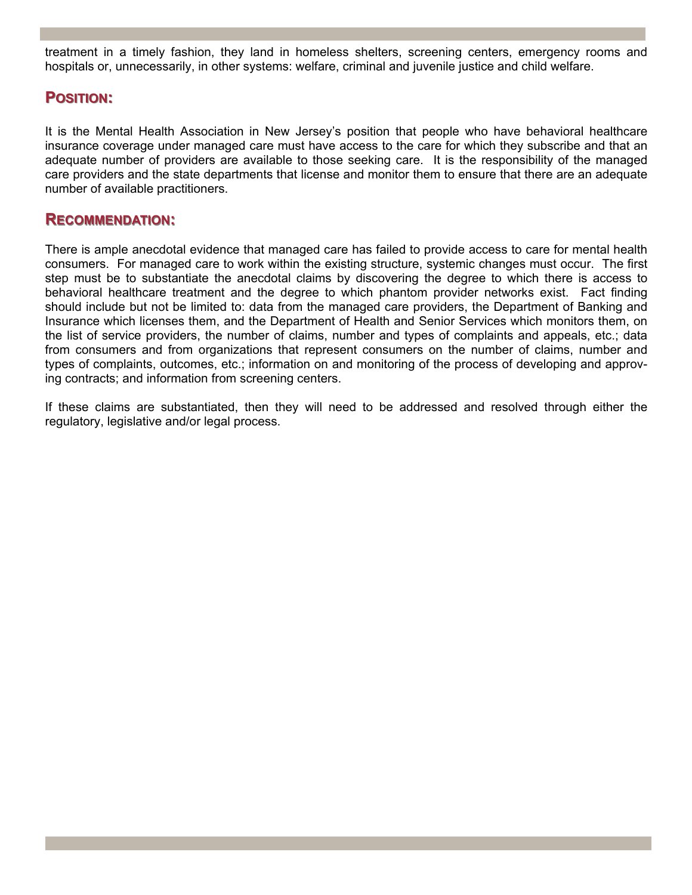treatment in a timely fashion, they land in homeless shelters, screening centers, emergency rooms and hospitals or, unnecessarily, in other systems: welfare, criminal and juvenile justice and child welfare.

## POSITION:

It is the Mental Health Association in New Jersey's position that people who have behavioral healthcare insurance coverage under managed care must have access to the care for which they subscribe and that an adequate number of providers are available to those seeking care. It is the responsibility of the managed care providers and the state departments that license and monitor them to ensure that there are an adequate number of available practitioners.

## RECOMMENDATION:

There is ample anecdotal evidence that managed care has failed to provide access to care for mental health consumers. For managed care to work within the existing structure, systemic changes must occur. The first step must be to substantiate the anecdotal claims by discovering the degree to which there is access to behavioral healthcare treatment and the degree to which phantom provider networks exist. Fact finding should include but not be limited to: data from the managed care providers, the Department of Banking and Insurance which licenses them, and the Department of Health and Senior Services which monitors them, on the list of service providers, the number of claims, number and types of complaints and appeals, etc.; data from consumers and from organizations that represent consumers on the number of claims, number and types of complaints, outcomes, etc.; information on and monitoring of the process of developing and approving contracts; and information from screening centers.

If these claims are substantiated, then they will need to be addressed and resolved through either the regulatory, legislative and/or legal process.